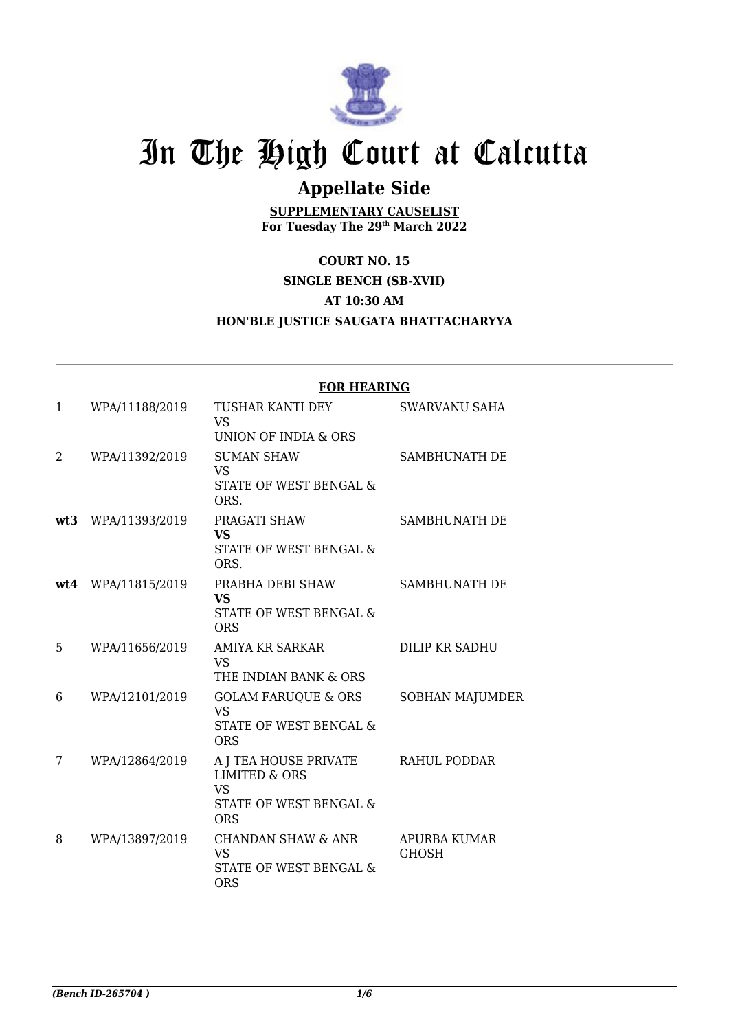# In The High Court at Calcutta

## Appellate Side

**SUPPLEMENTARY CAUSELIST**
**For Tuesday The 29th March 2022**

**COURT NO. 15**
**SINGLE BENCH (SB-XVII)**
**AT 10:30 AM**
**HON'BLE JUSTICE SAUGATA BHATTACHARYYA**

**FOR HEARING**

| | | | |
|---|---|---|---|
| 1 | WPA/11188/2019 | TUSHAR KANTI DEY<br>VS<br>UNION OF INDIA & ORS | SWARVANU SAHA |
| 2 | WPA/11392/2019 | SUMAN SHAW<br>VS<br>STATE OF WEST BENGAL & ORS. | SAMBHUNATH DE |
| **wt3** | WPA/11393/2019 | PRAGATI SHAW<br>**VS**<br>STATE OF WEST BENGAL & ORS. | SAMBHUNATH DE |
| **wt4** | WPA/11815/2019 | PRABHA DEBI SHAW<br>**VS**<br>STATE OF WEST BENGAL & ORS | SAMBHUNATH DE |
| 5 | WPA/11656/2019 | AMIYA KR SARKAR<br>VS<br>THE INDIAN BANK & ORS | DILIP KR SADHU |
| 6 | WPA/12101/2019 | GOLAM FARUQUE & ORS<br>VS<br>STATE OF WEST BENGAL & ORS | SOBHAN MAJUMDER |
| 7 | WPA/12864/2019 | A J TEA HOUSE PRIVATE LIMITED & ORS<br>VS<br>STATE OF WEST BENGAL & ORS | RAHUL PODDAR |
| 8 | WPA/13897/2019 | CHANDAN SHAW & ANR<br>VS<br>STATE OF WEST BENGAL & ORS | APURBA KUMAR GHOSH |

*(Bench ID-265704 )*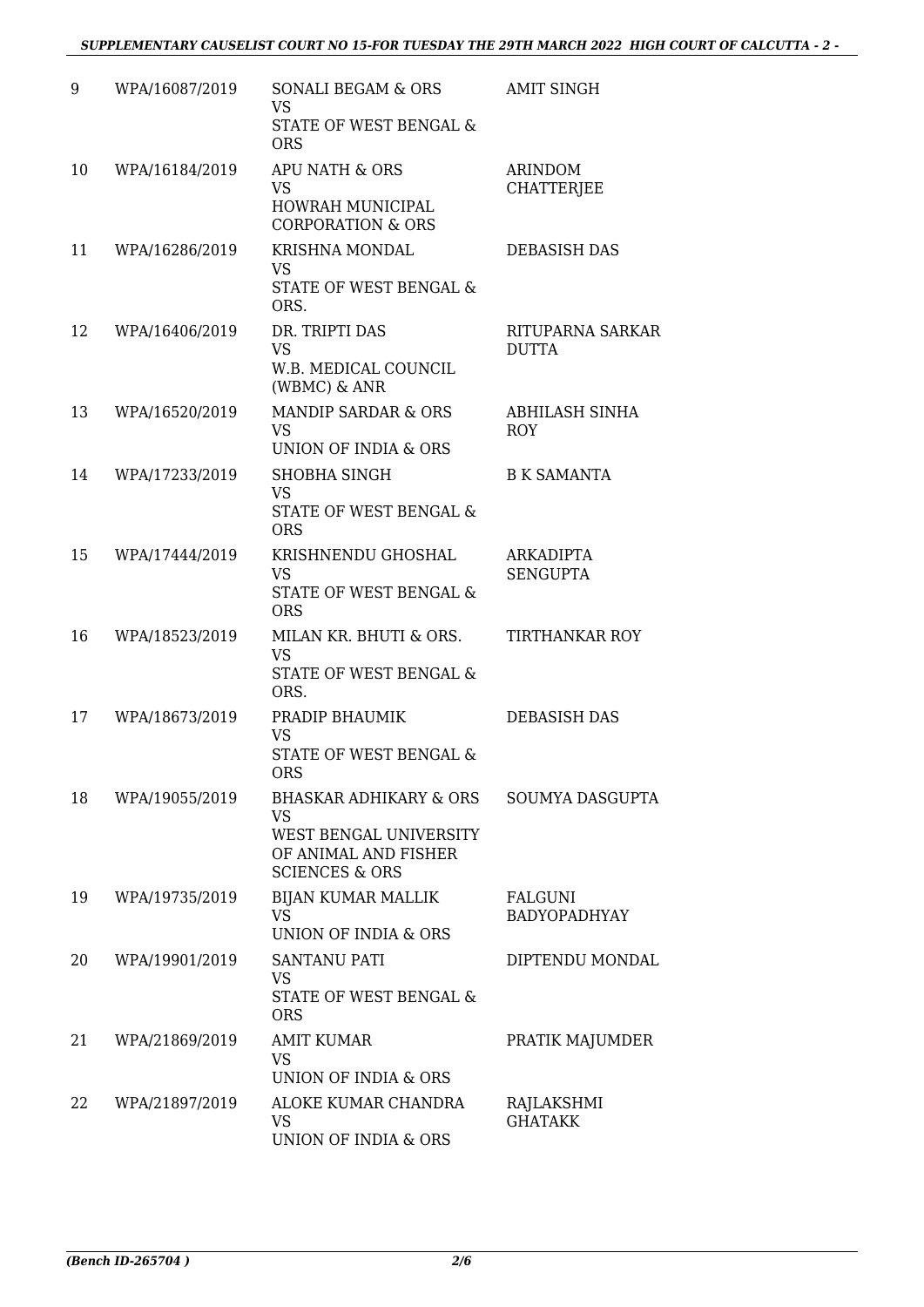| 9 | WPA/16087/2019 | SONALI BEGAM & ORS<br>VS<br>STATE OF WEST BENGAL & ORS | AMIT SINGH |
|---|---|---|---|
| 10 | WPA/16184/2019 | APU NATH & ORS<br>VS<br>HOWRAH MUNICIPAL CORPORATION & ORS | ARINDOM CHATTERJEE |
| 11 | WPA/16286/2019 | KRISHNA MONDAL<br>VS<br>STATE OF WEST BENGAL & ORS. | DEBASISH DAS |
| 12 | WPA/16406/2019 | DR. TRIPTI DAS<br>VS<br>W.B. MEDICAL COUNCIL (WBMC) & ANR | RITUPARNA SARKAR DUTTA |
| 13 | WPA/16520/2019 | MANDIP SARDAR & ORS<br>VS<br>UNION OF INDIA & ORS | ABHILASH SINHA ROY |
| 14 | WPA/17233/2019 | SHOBHA SINGH<br>VS<br>STATE OF WEST BENGAL & ORS | B K SAMANTA |
| 15 | WPA/17444/2019 | KRISHNENDU GHOSHAL<br>VS<br>STATE OF WEST BENGAL & ORS | ARKADIPTA SENGUPTA |
| 16 | WPA/18523/2019 | MILAN KR. BHUTI & ORS.<br>VS<br>STATE OF WEST BENGAL & ORS. | TIRTHANKAR ROY |
| 17 | WPA/18673/2019 | PRADIP BHAUMIK<br>VS<br>STATE OF WEST BENGAL & ORS | DEBASISH DAS |
| 18 | WPA/19055/2019 | BHASKAR ADHIKARY & ORS<br>VS<br>WEST BENGAL UNIVERSITY OF ANIMAL AND FISHER SCIENCES & ORS | SOUMYA DASGUPTA |
| 19 | WPA/19735/2019 | BIJAN KUMAR MALLIK<br>VS<br>UNION OF INDIA & ORS | FALGUNI BADYOPADHYAY |
| 20 | WPA/19901/2019 | SANTANU PATI<br>VS<br>STATE OF WEST BENGAL & ORS | DIPTENDU MONDAL |
| 21 | WPA/21869/2019 | AMIT KUMAR<br>VS<br>UNION OF INDIA & ORS | PRATIK MAJUMDER |
| 22 | WPA/21897/2019 | ALOKE KUMAR CHANDRA<br>VS<br>UNION OF INDIA & ORS | RAJLAKSHMI GHATAKK |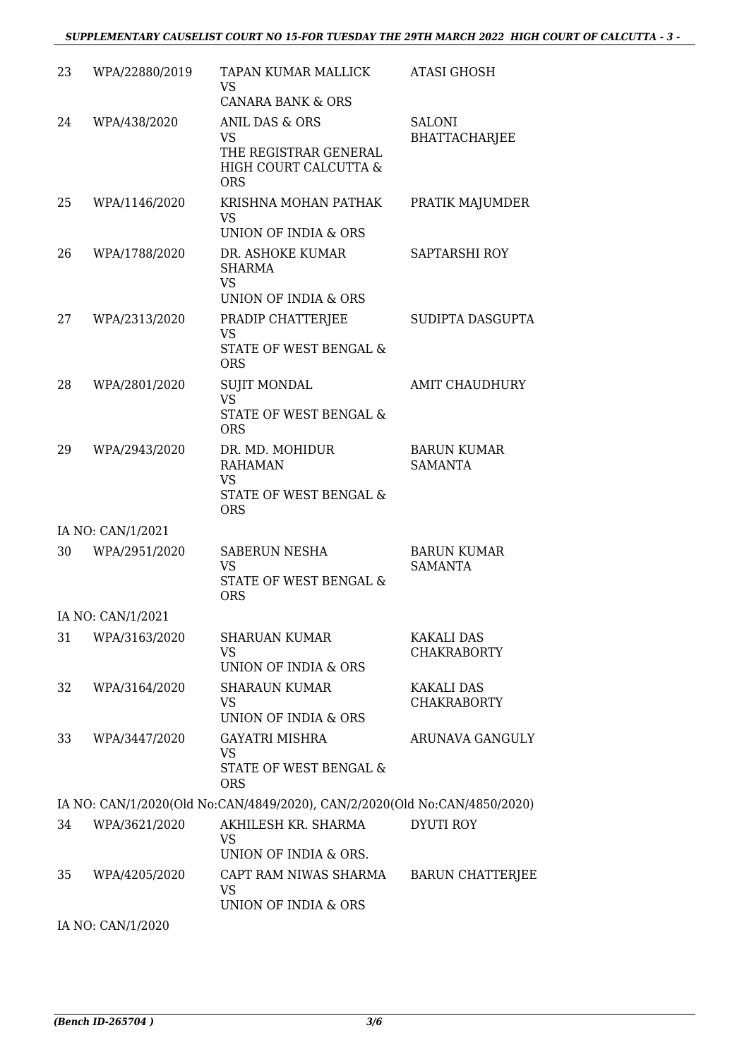| | | | |
|---|---|---|---|
| 23 | WPA/22880/2019 | TAPAN KUMAR MALLICK<br>VS<br>CANARA BANK & ORS | ATASI GHOSH |
| 24 | WPA/438/2020 | ANIL DAS & ORS<br>VS<br>THE REGISTRAR GENERAL HIGH COURT CALCUTTA & ORS | SALONI BHATTACHARJEE |
| 25 | WPA/1146/2020 | KRISHNA MOHAN PATHAK<br>VS<br>UNION OF INDIA & ORS | PRATIK MAJUMDER |
| 26 | WPA/1788/2020 | DR. ASHOKE KUMAR SHARMA<br>VS<br>UNION OF INDIA & ORS | SAPTARSHI ROY |
| 27 | WPA/2313/2020 | PRADIP CHATTERJEE<br>VS<br>STATE OF WEST BENGAL & ORS | SUDIPTA DASGUPTA |
| 28 | WPA/2801/2020 | SUJIT MONDAL<br>VS<br>STATE OF WEST BENGAL & ORS | AMIT CHAUDHURY |
| 29 | WPA/2943/2020 | DR. MD. MOHIDUR RAHAMAN<br>VS<br>STATE OF WEST BENGAL & ORS | BARUN KUMAR SAMANTA |
| IA NO: CAN/1/2021 | | | |
| 30 | WPA/2951/2020 | SABERUN NESHA<br>VS<br>STATE OF WEST BENGAL & ORS | BARUN KUMAR SAMANTA |
| IA NO: CAN/1/2021 | | | |
| 31 | WPA/3163/2020 | SHARUAN KUMAR<br>VS<br>UNION OF INDIA & ORS | KAKALI DAS CHAKRABORTY |
| 32 | WPA/3164/2020 | SHARAUN KUMAR<br>VS<br>UNION OF INDIA & ORS | KAKALI DAS CHAKRABORTY |
| 33 | WPA/3447/2020 | GAYATRI MISHRA<br>VS<br>STATE OF WEST BENGAL & ORS | ARUNAVA GANGULY |
| IA NO: CAN/1/2020(Old No:CAN/4849/2020), CAN/2/2020(Old No:CAN/4850/2020) | | | |
| 34 | WPA/3621/2020 | AKHILESH KR. SHARMA<br>VS<br>UNION OF INDIA & ORS. | DYUTI ROY |
| 35 | WPA/4205/2020 | CAPT RAM NIWAS SHARMA<br>VS<br>UNION OF INDIA & ORS | BARUN CHATTERJEE |
| IA NO: CAN/1/2020 | | | |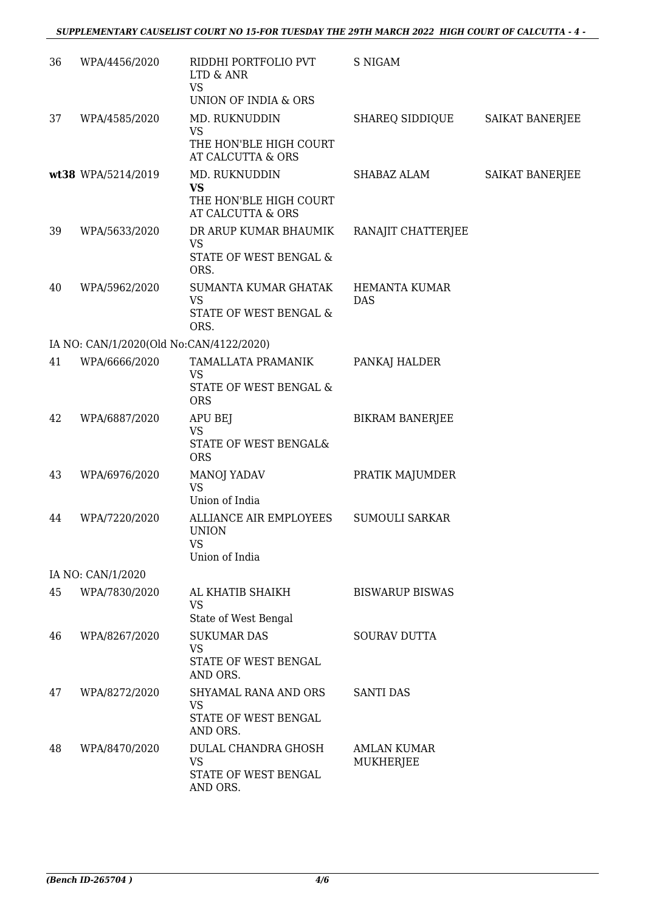| | | | | |
|---|---|---|---|---|
| 36 | WPA/4456/2020 | RIDDHI PORTFOLIO PVT LTD & ANR<br>VS<br>UNION OF INDIA & ORS | S NIGAM | |
| 37 | WPA/4585/2020 | MD. RUKNUDDIN<br>VS<br>THE HON'BLE HIGH COURT AT CALCUTTA & ORS | SHAREQ SIDDIQUE | SAIKAT BANERJEE |
| **wt38** | WPA/5214/2019 | MD. RUKNUDDIN<br>**VS**<br>THE HON'BLE HIGH COURT AT CALCUTTA & ORS | SHABAZ ALAM | SAIKAT BANERJEE |
| 39 | WPA/5633/2020 | DR ARUP KUMAR BHAUMIK<br>VS<br>STATE OF WEST BENGAL & ORS. | RANAJIT CHATTERJEE | |
| 40 | WPA/5962/2020 | SUMANTA KUMAR GHATAK<br>VS<br>STATE OF WEST BENGAL & ORS. | HEMANTA KUMAR DAS | |
| IA NO: CAN/1/2020(Old No:CAN/4122/2020) | | | | |
| 41 | WPA/6666/2020 | TAMALLATA PRAMANIK<br>VS<br>STATE OF WEST BENGAL & ORS | PANKAJ HALDER | |
| 42 | WPA/6887/2020 | APU BEJ<br>VS<br>STATE OF WEST BENGAL& ORS | BIKRAM BANERJEE | |
| 43 | WPA/6976/2020 | MANOJ YADAV<br>VS<br>Union of India | PRATIK MAJUMDER | |
| 44 | WPA/7220/2020 | ALLIANCE AIR EMPLOYEES UNION<br>VS<br>Union of India | SUMOULI SARKAR | |
| IA NO: CAN/1/2020 | | | | |
| 45 | WPA/7830/2020 | AL KHATIB SHAIKH<br>VS<br>State of West Bengal | BISWARUP BISWAS | |
| 46 | WPA/8267/2020 | SUKUMAR DAS<br>VS<br>STATE OF WEST BENGAL AND ORS. | SOURAV DUTTA | |
| 47 | WPA/8272/2020 | SHYAMAL RANA AND ORS<br>VS<br>STATE OF WEST BENGAL AND ORS. | SANTI DAS | |
| 48 | WPA/8470/2020 | DULAL CHANDRA GHOSH<br>VS<br>STATE OF WEST BENGAL AND ORS. | AMLAN KUMAR MUKHERJEE | |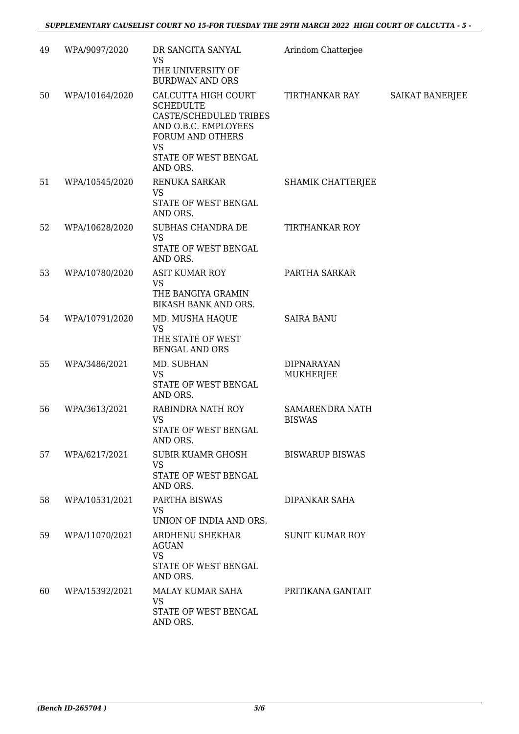| 49 | WPA/9097/2020 | DR SANGITA SANYAL<br>VS<br>THE UNIVERSITY OF BURDWAN AND ORS | Arindom Chatterjee | |
|---|---|---|---|---|
| 50 | WPA/10164/2020 | CALCUTTA HIGH COURT SCHEDULTE CASTE/SCHEDULED TRIBES AND O.B.C. EMPLOYEES FORUM AND OTHERS<br>VS<br>STATE OF WEST BENGAL AND ORS. | TIRTHANKAR RAY | SAIKAT BANERJEE |
| 51 | WPA/10545/2020 | RENUKA SARKAR<br>VS<br>STATE OF WEST BENGAL AND ORS. | SHAMIK CHATTERJEE | |
| 52 | WPA/10628/2020 | SUBHAS CHANDRA DE<br>VS<br>STATE OF WEST BENGAL AND ORS. | TIRTHANKAR ROY | |
| 53 | WPA/10780/2020 | ASIT KUMAR ROY<br>VS<br>THE BANGIYA GRAMIN BIKASH BANK AND ORS. | PARTHA SARKAR | |
| 54 | WPA/10791/2020 | MD. MUSHA HAQUE<br>VS<br>THE STATE OF WEST BENGAL AND ORS | SAIRA BANU | |
| 55 | WPA/3486/2021 | MD. SUBHAN<br>VS<br>STATE OF WEST BENGAL AND ORS. | DIPNARAYAN MUKHERJEE | |
| 56 | WPA/3613/2021 | RABINDRA NATH ROY<br>VS<br>STATE OF WEST BENGAL AND ORS. | SAMARENDRA NATH BISWAS | |
| 57 | WPA/6217/2021 | SUBIR KUAMR GHOSH<br>VS<br>STATE OF WEST BENGAL AND ORS. | BISWARUP BISWAS | |
| 58 | WPA/10531/2021 | PARTHA BISWAS<br>VS<br>UNION OF INDIA AND ORS. | DIPANKAR SAHA | |
| 59 | WPA/11070/2021 | ARDHENU SHEKHAR AGUAN<br>VS<br>STATE OF WEST BENGAL AND ORS. | SUNIT KUMAR ROY | |
| 60 | WPA/15392/2021 | MALAY KUMAR SAHA<br>VS<br>STATE OF WEST BENGAL AND ORS. | PRITIKANA GANTAIT | |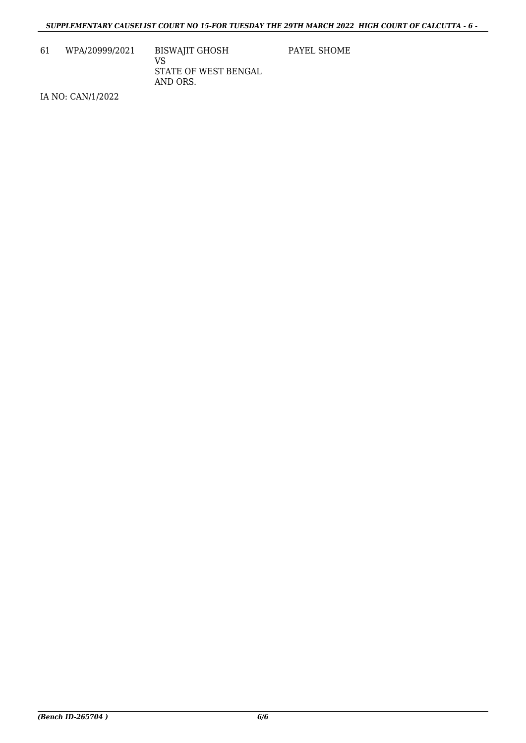| | | | |
|---|---|---|---|
| 61 | WPA/20999/2021 | BISWAJIT GHOSH<br>VS<br>STATE OF WEST BENGAL<br>AND ORS. | PAYEL SHOME |

IA NO: CAN/1/2022